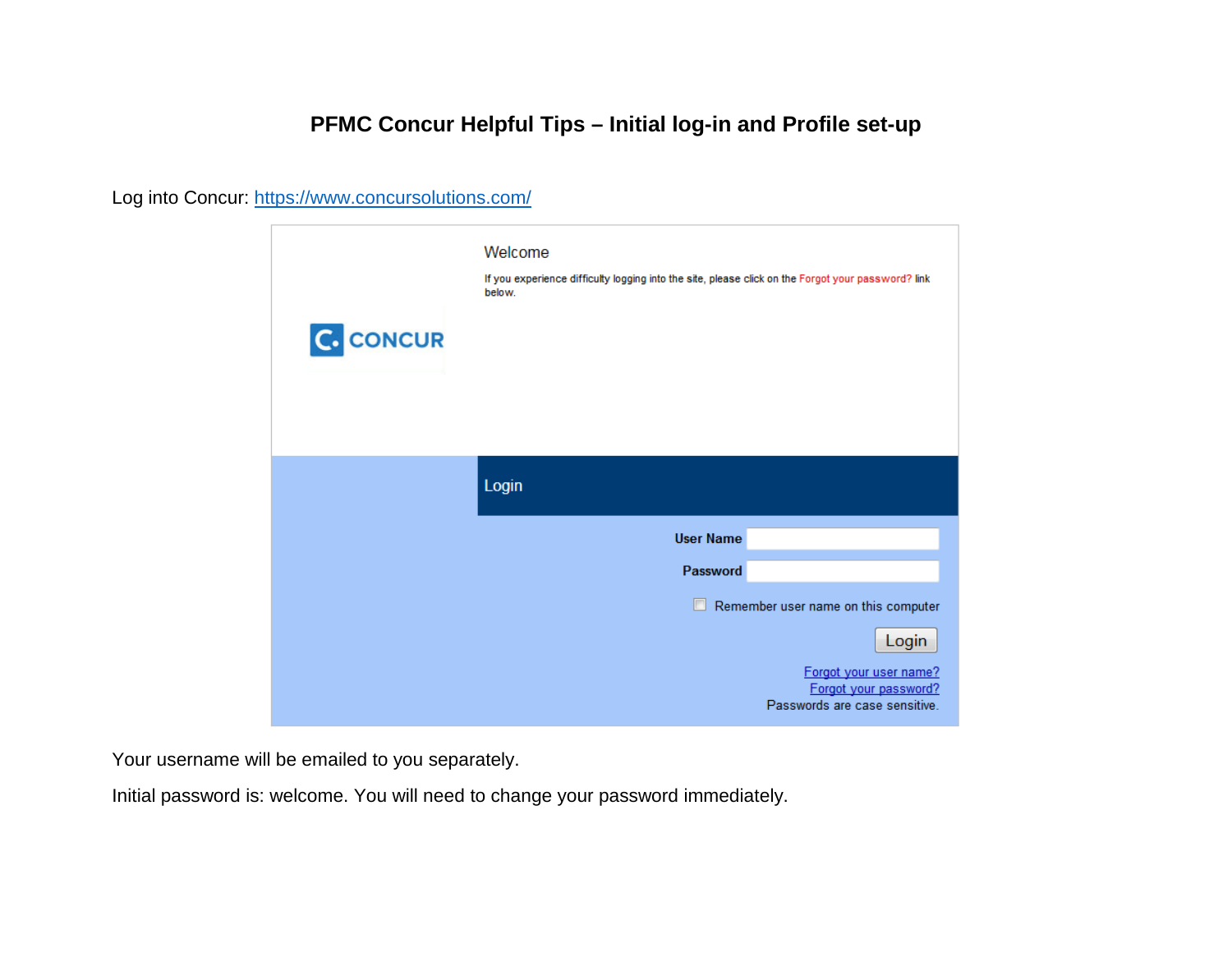# PFMC Concur Helpful Tips – Initial log-in and Profile set-up

Log into Concur: [https://www.concursolutions.com/](https://www.concursolutions.com/)

Welcome

If you experience difficulty logging into the site, please click on the Forgot your password? link below.

CONCUR

Login

User Name

Password

Remember user name on this computer

Login

Forgot your user name?

Forgot your password?

Passwords are case sensitive.

Your username will be emailed to you separately.

Initial password is: welcome. You will need to change your password immediately.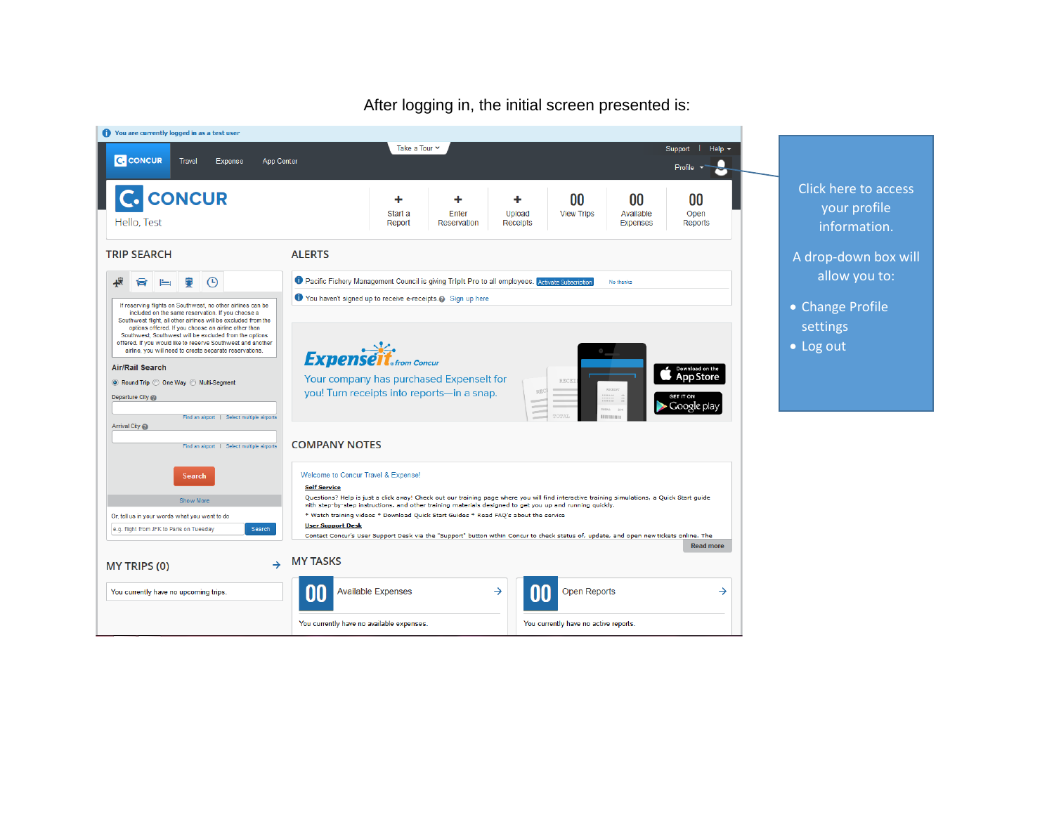After logging in, the initial screen presented is:

Click here to access your profile information.

A drop-down box will allow you to:

- Change Profile settings
- Log out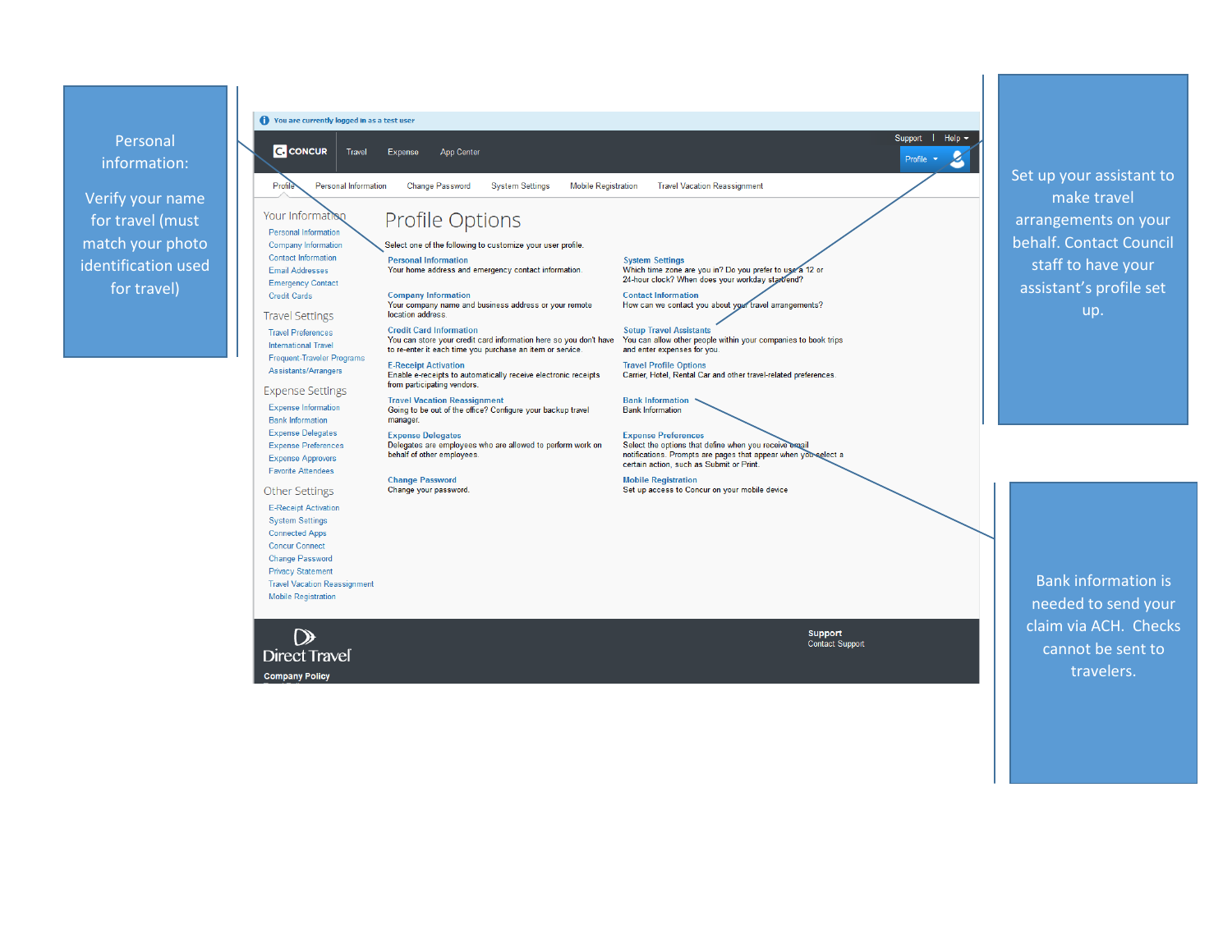Personal information:

Verify your name for travel (must match your photo identification used for travel)

You are currently logged in as a test user

CONCUR | Travel | Expense | App Center | Support | Help | Profile

Profile | Personal Information | Change Password | System Settings | Mobile Registration | Travel Vacation Reassignment

**Your Information**

- Personal Information
- Company Information
- Contact Information
- Email Addresses
- Emergency Contact
- Credit Cards

**Travel Settings**

- Travel Preferences
- International Travel
- Frequent-Traveler Programs
- Assistants/Arrangers

**Expense Settings**

- Expense Information
- Bank Information
- Expense Delegates
- Expense Preferences
- Expense Approvers
- Favorite Attendees

**Other Settings**

- E-Receipt Activation
- System Settings
- Connected Apps
- Concur Connect
- Change Password
- Privacy Statement
- Travel Vacation Reassignment
- Mobile Registration

# Profile Options

Select one of the following to customize your user profile.

**Personal Information**
Your home address and emergency contact information.

**Company Information**
Your company name and business address or your remote location address.

**Credit Card Information**
You can store your credit card information here so you don't have to re-enter it each time you purchase an item or service.

**E-Receipt Activation**
Enable e-receipts to automatically receive electronic receipts from participating vendors.

**Travel Vacation Reassignment**
Going to be out of the office? Configure your backup travel manager.

**Expense Delegates**
Delegates are employees who are allowed to perform work on behalf of other employees.

**Change Password**
Change your password.

**System Settings**
Which time zone are you in? Do you prefer to use a 12 or 24-hour clock? When does your workday start/end?

**Contact Information**
How can we contact you about your travel arrangements?

**Setup Travel Assistants**
You can allow other people within your companies to book trips and enter expenses for you.

**Travel Profile Options**
Carrier, Hotel, Rental Car and other travel-related preferences.

**Bank Information**
Bank Information

**Expense Preferences**
Select the options that define when you receive email notifications. Prompts are pages that appear when you select a certain action, such as Submit or Print.

**Mobile Registration**
Set up access to Concur on your mobile device

Direct Travel

Company Policy

Support
Contact Support

Set up your assistant to make travel arrangements on your behalf. Contact Council staff to have your assistant's profile set up.

Bank information is needed to send your claim via ACH. Checks cannot be sent to travelers.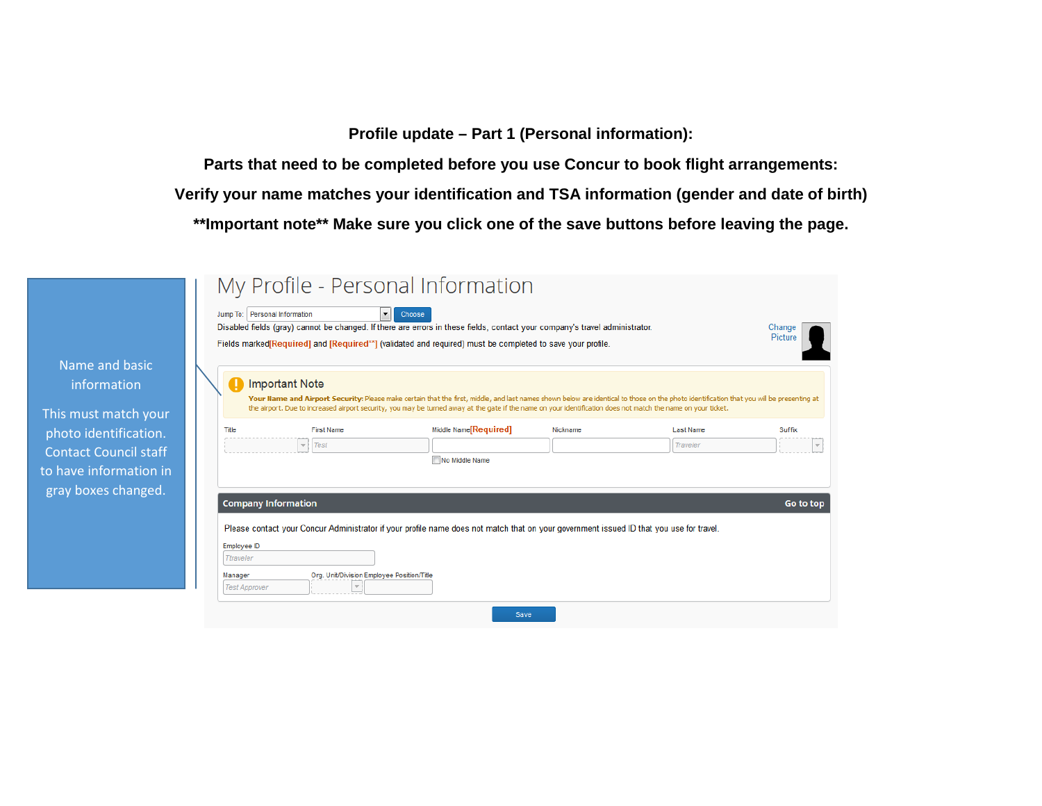**Profile update – Part 1 (Personal information):**

**Parts that need to be completed before you use Concur to book flight arrangements:**

**Verify your name matches your identification and TSA information (gender and date of birth)**

****Important note** Make sure you click one of the save buttons before leaving the page.**

Name and basic information

This must match your photo identification. Contact Council staff to have information in gray boxes changed.

# My Profile - Personal Information

Jump To: Personal Information Choose

Disabled fields (gray) cannot be changed. If there are errors in these fields, contact your company's travel administrator.

Fields marked [Required] and [Required**] (validated and required) must be completed to save your profile.

Change Picture

**Important Note**

**Your Name and Airport Security:** Please make certain that the first, middle, and last names shown below are identical to those on the photo identification that you will be presenting at the airport. Due to increased airport security, you may be turned away at the gate if the name on your identification does not match the name on your ticket.

| Title | First Name | Middle Name [Required] | Nickname | Last Name | Suffix |
| --- | --- | --- | --- | --- | --- |
| | Test | | | Traveler | |

No Middle Name

**Company Information** — Go to top

Please contact your Concur Administrator if your profile name does not match that on your government issued ID that you use for travel.

Employee ID: Ttraveler

Manager: Test Approver

Org. Unit/Division

Employee Position/Title

Save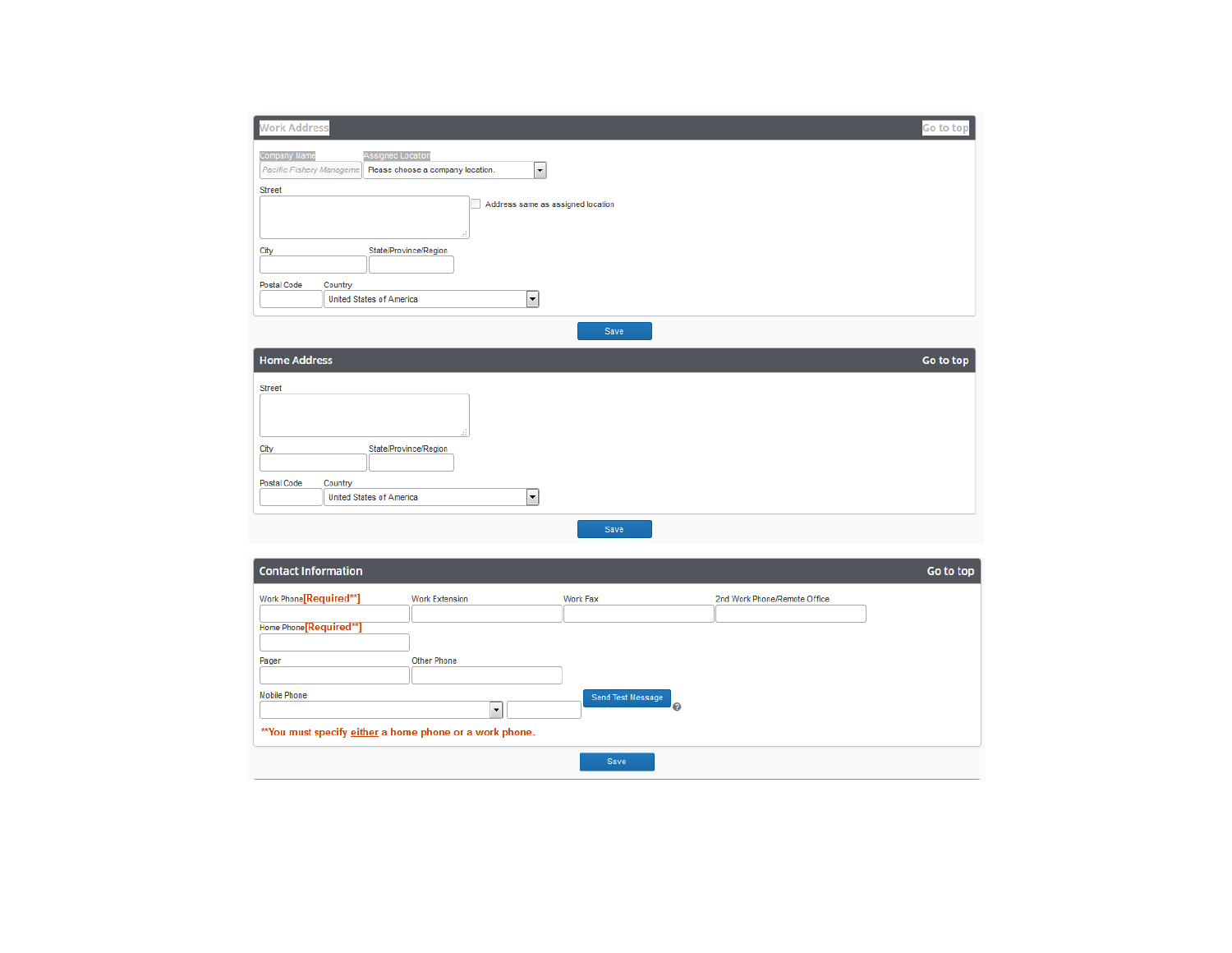## Work Address

Go to top

Company Name

Pacific Fishery Manageme

Assigned Location

Please choose a company location.

Street

Address same as assigned location

City

State/Province/Region

Postal Code

Country

United States of America

Save

## Home Address

Go to top

Street

City

State/Province/Region

Postal Code

Country

United States of America

Save

## Contact Information

Go to top

Work Phone[Required**]

Work Extension

Work Fax

2nd Work Phone/Remote Office

Home Phone[Required**]

Pager

Other Phone

Mobile Phone

Send Test Message

**You must specify either a home phone or a work phone.

Save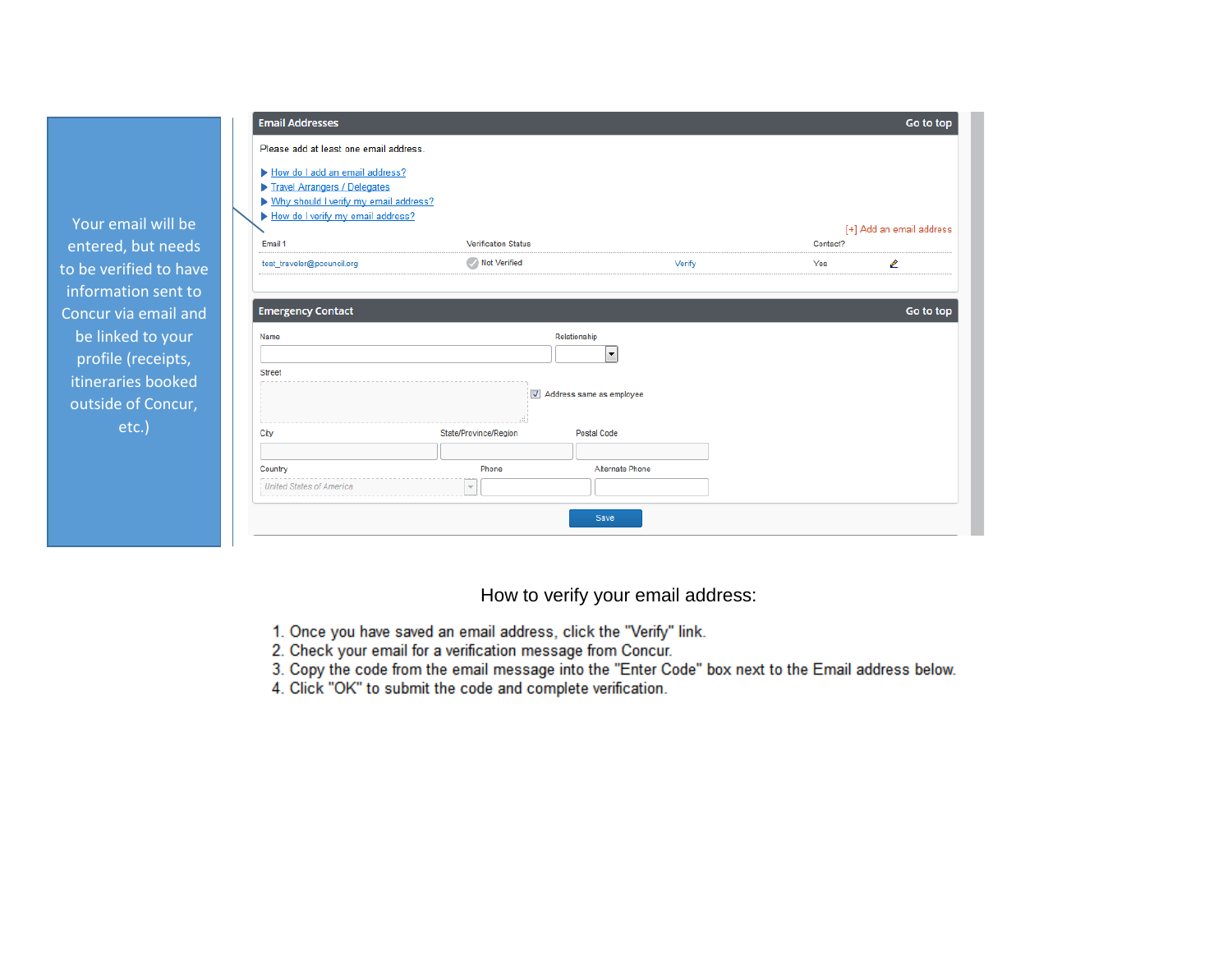Your email will be entered, but needs to be verified to have information sent to Concur via email and be linked to your profile (receipts, itineraries booked outside of Concur, etc.)

**Email Addresses** — Go to top

Please add at least one email address.

- How do I add an email address?
- Travel Arrangers / Delegates
- Why should I verify my email address?
- How do I verify my email address?

[+] Add an email address

| Email 1 | Verification Status | | Contact? | |
|---|---|---|---|---|
| test_traveler@pcouncil.org | Not Verified | Verify | Yes | |

**Emergency Contact** — Go to top

Name

Relationship

Street

Address same as employee

City

State/Province/Region

Postal Code

Country

United States of America

Phone

Alternate Phone

Save

How to verify your email address:

1. Once you have saved an email address, click the "Verify" link.
2. Check your email for a verification message from Concur.
3. Copy the code from the email message into the "Enter Code" box next to the Email address below.
4. Click "OK" to submit the code and complete verification.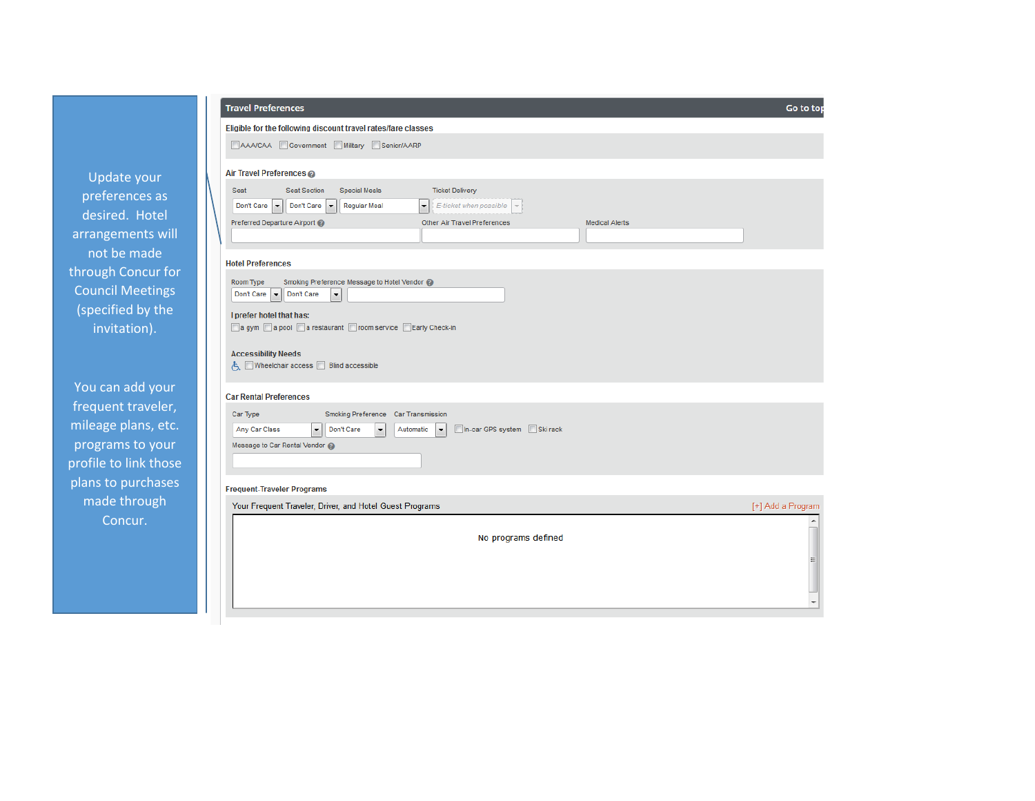Update your preferences as desired. Hotel arrangements will not be made through Concur for Council Meetings (specified by the invitation).

You can add your frequent traveler, mileage plans, etc. programs to your profile to link those plans to purchases made through Concur.

## Travel Preferences

Go to top

**Eligible for the following discount travel rates/fare classes**

- [ ] AAA/CAA
- [ ] Government
- [ ] Military
- [ ] Senior/AARP

**Air Travel Preferences**

| Seat | Seat Section | Special Meals | Ticket Delivery |
|---|---|---|---|
| Don't Care | Don't Care | Regular Meal | E-ticket when possible |

Preferred Departure Airport

Other Air Travel Preferences

Medical Alerts

**Hotel Preferences**

| Room Type | Smoking Preference | Message to Hotel Vendor |
|---|---|---|
| Don't Care | Don't Care | |

**I prefer hotel that has:**

- [ ] a gym
- [ ] a pool
- [ ] a restaurant
- [ ] room service
- [ ] Early Check-in

**Accessibility Needs**

- [ ] Wheelchair access
- [ ] Blind accessible

**Car Rental Preferences**

| Car Type | Smoking Preference | Car Transmission |
|---|---|---|
| Any Car Class | Don't Care | Automatic |

- [ ] In-car GPS system
- [ ] Ski rack

Message to Car Rental Vendor

**Frequent-Traveler Programs**

Your Frequent Traveler, Driver, and Hotel Guest Programs

[+] Add a Program

No programs defined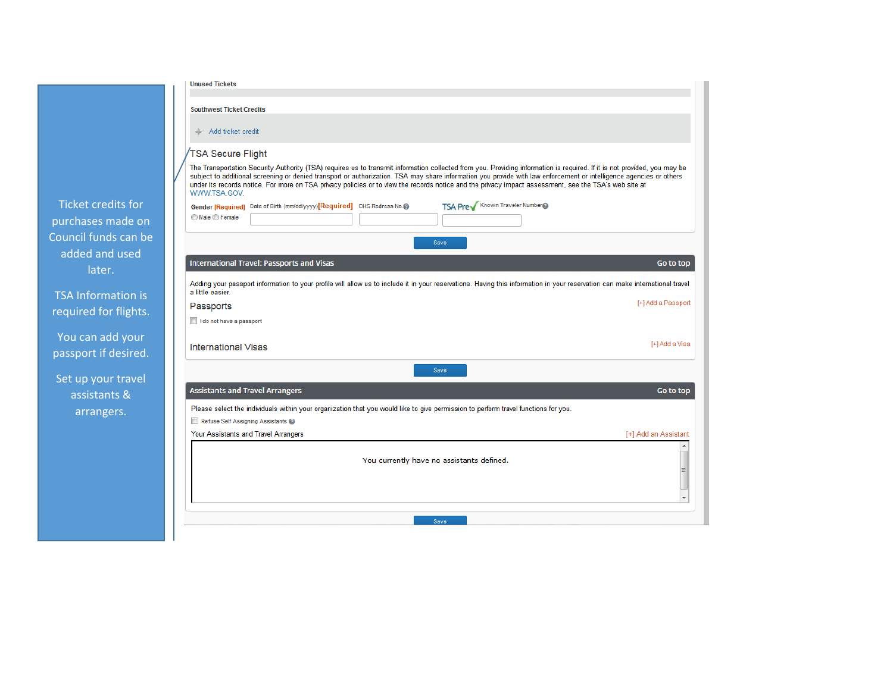Ticket credits for purchases made on Council funds can be added and used later.

TSA Information is required for flights.

You can add your passport if desired.

Set up your travel assistants & arrangers.

**Unused Tickets**

**Southwest Ticket Credits**

Add ticket credit

## TSA Secure Flight

The Transportation Security Authority (TSA) requires us to transmit information collected from you. Providing information is required. If it is not provided, you may be subject to additional screening or denied transport or authorization. TSA may share information you provide with law enforcement or intelligence agencies or others under its records notice. For more on TSA privacy policies or to view the records notice and the privacy impact assessment, see the TSA's web site at WWW.TSA.GOV.

Gender [Required] ◯ Male ◯ Female | Date of Birth (mm/dd/yyyy) [Required] | DHS Redress No. | TSA Pre✓ Known Traveler Number

Save

## International Travel: Passports and Visas

Go to top

Adding your passport information to your profile will allow us to include it in your reservations. Having this information in your reservation can make international travel a little easier.

### Passports

[+] Add a Passport

☐ I do not have a passport

### International Visas

[+] Add a Visa

Save

## Assistants and Travel Arrangers

Go to top

Please select the individuals within your organization that you would like to give permission to perform travel functions for you.

☐ Refuse Self Assigning Assistants

Your Assistants and Travel Arrangers

[+] Add an Assistant

You currently have no assistants defined.

Save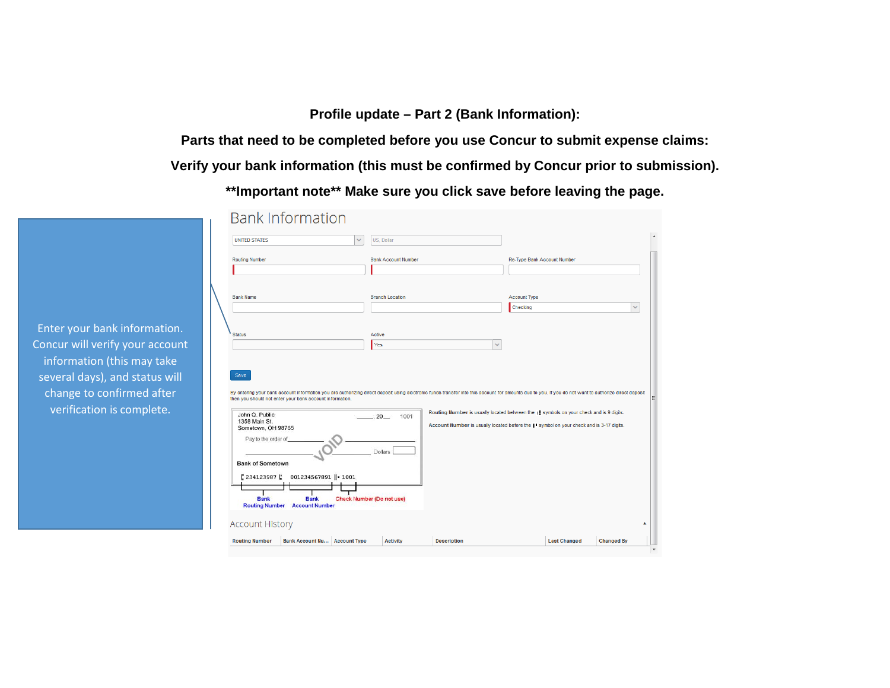**Profile update – Part 2 (Bank Information):**

**Parts that need to be completed before you use Concur to submit expense claims:**

**Verify your bank information (this must be confirmed by Concur prior to submission).**

**\*\*Important note\*\* Make sure you click save before leaving the page.**

Enter your bank information. Concur will verify your account information (this may take several days), and status will change to confirmed after verification is complete.

## Bank Information

UNITED STATES | US, Dollar

Routing Number | Bank Account Number | Re-Type Bank Account Number

Bank Name | Branch Location | Account Type: Checking

Status | Active: Yes

Save

By entering your bank account information you are authorizing direct deposit using electronic funds transfer into this account for amounts due to you. If you do not want to authorize direct deposit then you should not enter your bank account information.

John Q. Public
1358 Main St.
Sometown, OH 98765

_____, 20__ 1001

Pay to the order of _____________ Dollars

VOID

Bank of Sometown

234123987 001234567891 1001

Bank Routing Number | Bank Account Number | Check Number (Do not use)

**Routing Number** is usually located between the symbols on your check and is 9 digits.

**Account Number** is usually located before the symbol on your check and is 3-17 digits.

## Account History

| Routing Number | Bank Account Nu... | Account Type | Activity | Description | Last Changed | Changed By |
|---|---|---|---|---|---|---|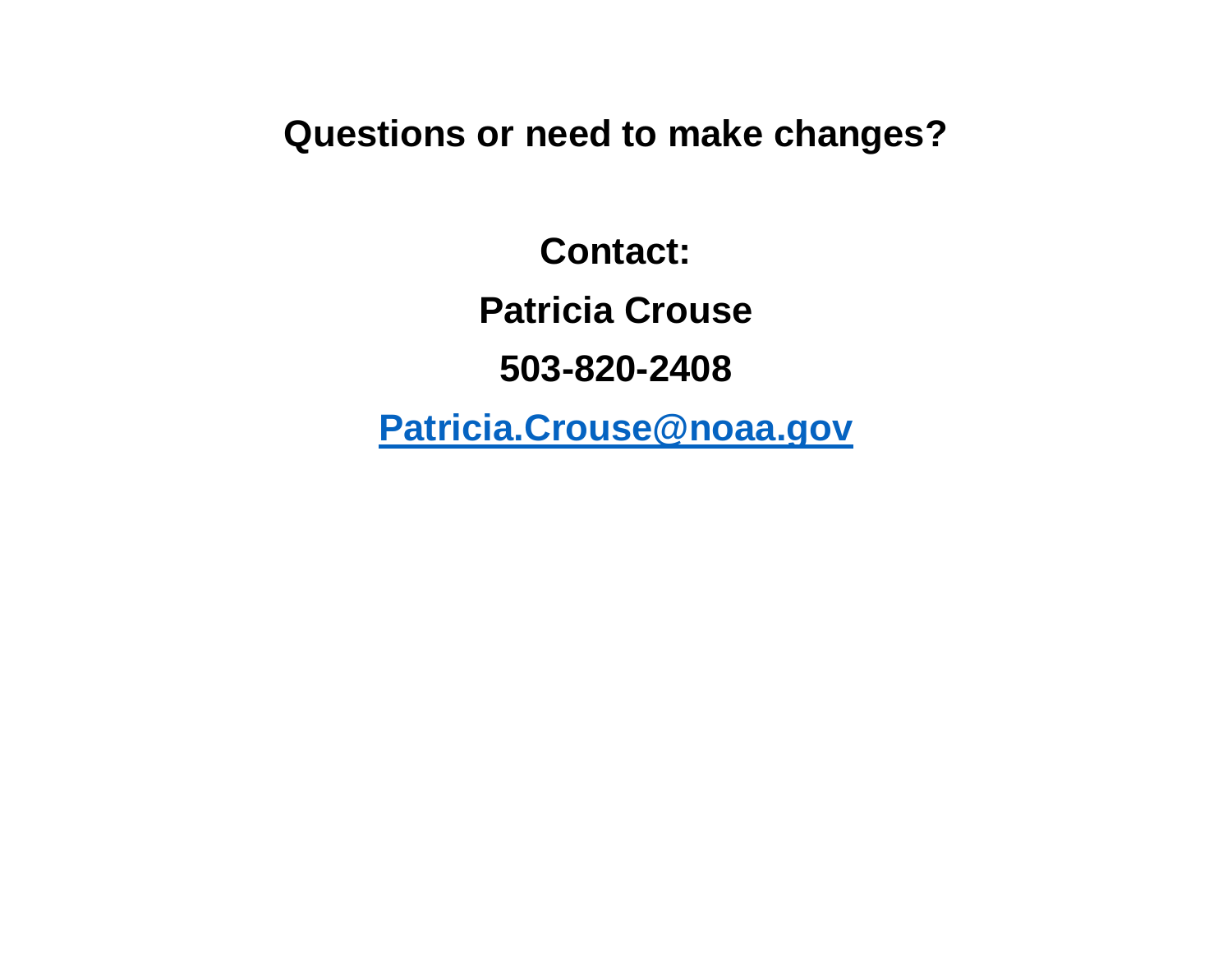**Questions or need to make changes?**

**Contact:**

**Patricia Crouse**

**503-820-2408**

**[Patricia.Crouse@noaa.gov](mailto:Patricia.Crouse@noaa.gov)**